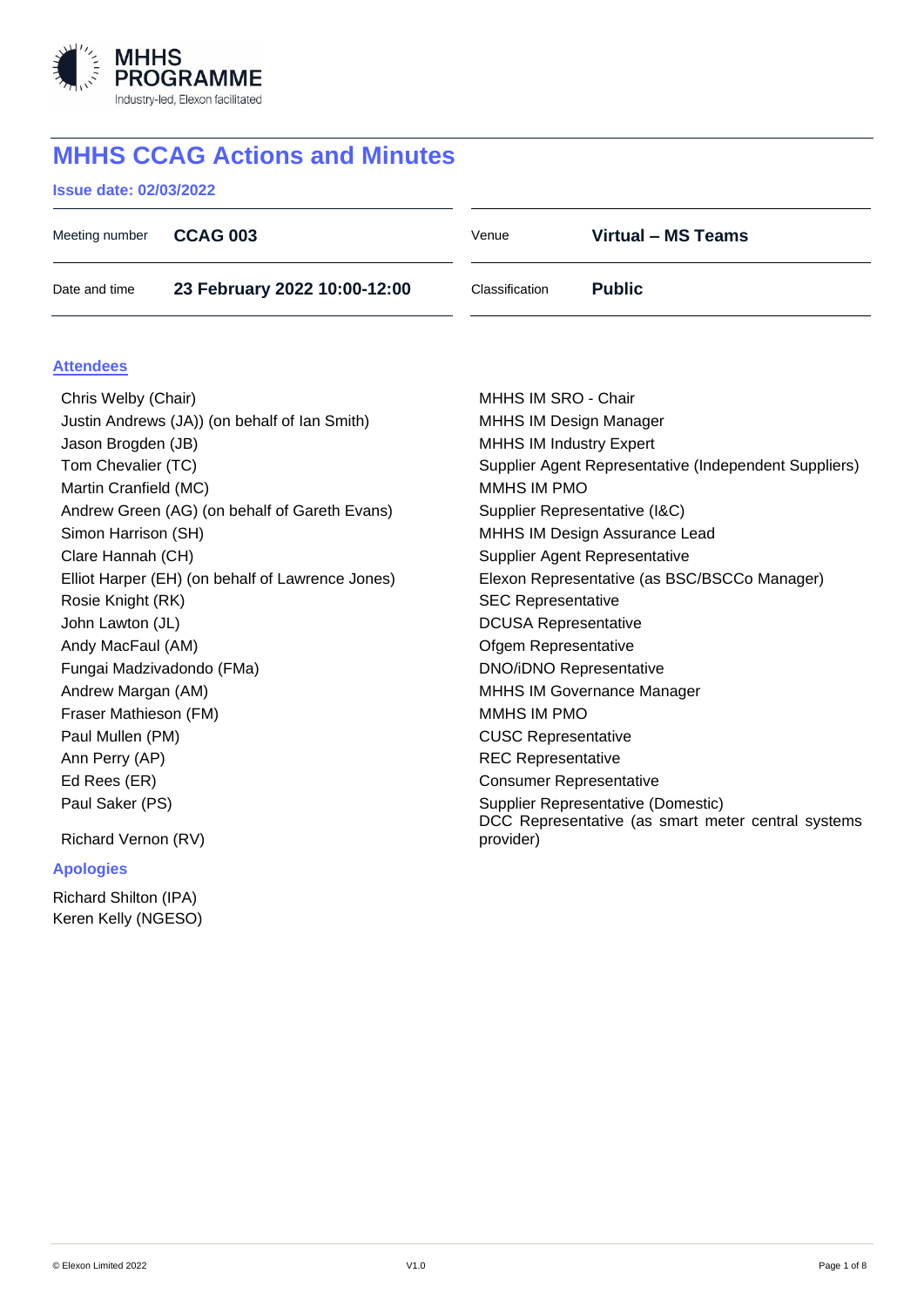# MHHS CCAG Actions and Minutes

**Issue date: 02/03/2022**

| Meeting number | **CCAG 003** | Venue | **Virtual – MS Teams** |
|---|---|---|---|
| Date and time | **23 February 2022 10:00-12:00** | Classification | **Public** |

## Attendees

| | |
|---|---|
| Chris Welby (Chair) | MHHS IM SRO - Chair |
| Justin Andrews (JA)) (on behalf of Ian Smith) | MHHS IM Design Manager |
| Jason Brogden (JB) | MHHS IM Industry Expert |
| Tom Chevalier (TC) | Supplier Agent Representative (Independent Suppliers) |
| Martin Cranfield (MC) | MMHS IM PMO |
| Andrew Green (AG) (on behalf of Gareth Evans) | Supplier Representative (I&C) |
| Simon Harrison (SH) | MHHS IM Design Assurance Lead |
| Clare Hannah (CH) | Supplier Agent Representative |
| Elliot Harper (EH) (on behalf of Lawrence Jones) | Elexon Representative (as BSC/BSCCo Manager) |
| Rosie Knight (RK) | SEC Representative |
| John Lawton (JL) | DCUSA Representative |
| Andy MacFaul (AM) | Ofgem Representative |
| Fungai Madzivadondo (FMa) | DNO/iDNO Representative |
| Andrew Margan (AM) | MHHS IM Governance Manager |
| Fraser Mathieson (FM) | MMHS IM PMO |
| Paul Mullen (PM) | CUSC Representative |
| Ann Perry (AP) | REC Representative |
| Ed Rees (ER) | Consumer Representative |
| Paul Saker (PS) | Supplier Representative (Domestic) |
| Richard Vernon (RV) | DCC Representative (as smart meter central systems provider) |

### Apologies

Richard Shilton (IPA)
Keren Kelly (NGESO)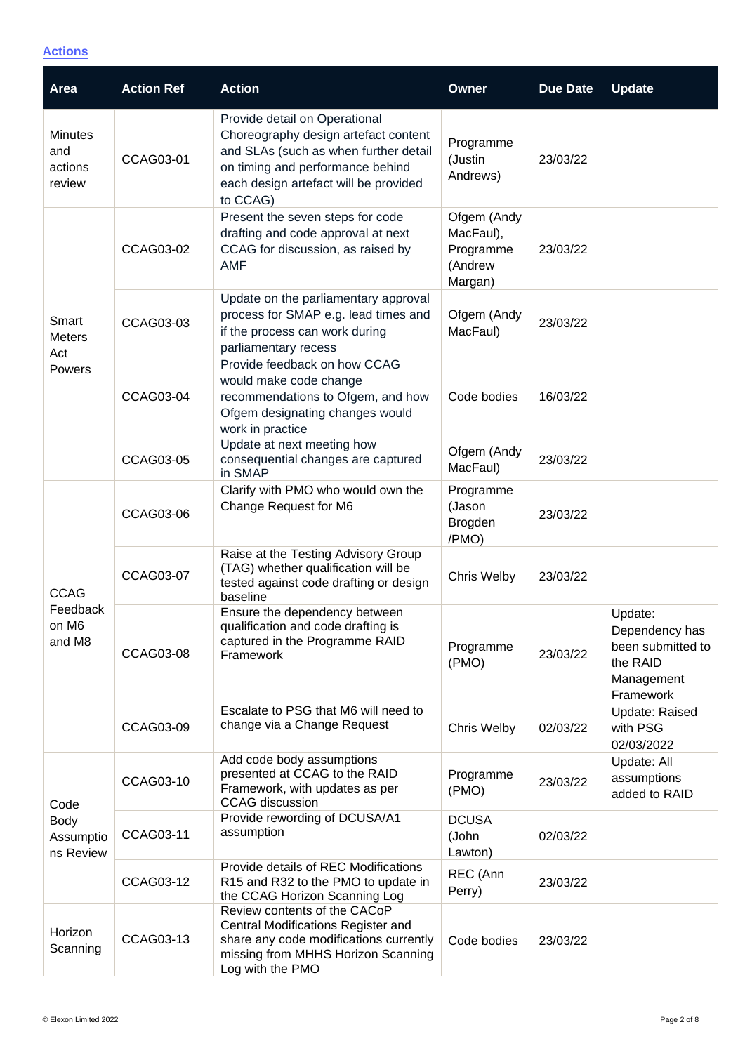## Actions

| Area | Action Ref | Action | Owner | Due Date | Update |
|---|---|---|---|---|---|
| Minutes and actions review | CCAG03-01 | Provide detail on Operational Choreography design artefact content and SLAs (such as when further detail on timing and performance behind each design artefact will be provided to CCAG) | Programme (Justin Andrews) | 23/03/22 | |
| Smart Meters Act Powers | CCAG03-02 | Present the seven steps for code drafting and code approval at next CCAG for discussion, as raised by AMF | Ofgem (Andy MacFaul), Programme (Andrew Margan) | 23/03/22 | |
| | CCAG03-03 | Update on the parliamentary approval process for SMAP e.g. lead times and if the process can work during parliamentary recess | Ofgem (Andy MacFaul) | 23/03/22 | |
| | CCAG03-04 | Provide feedback on how CCAG would make code change recommendations to Ofgem, and how Ofgem designating changes would work in practice | Code bodies | 16/03/22 | |
| | CCAG03-05 | Update at next meeting how consequential changes are captured in SMAP | Ofgem (Andy MacFaul) | 23/03/22 | |
| CCAG Feedback on M6 and M8 | CCAG03-06 | Clarify with PMO who would own the Change Request for M6 | Programme (Jason Brogden /PMO) | 23/03/22 | |
| | CCAG03-07 | Raise at the Testing Advisory Group (TAG) whether qualification will be tested against code drafting or design baseline | Chris Welby | 23/03/22 | |
| | CCAG03-08 | Ensure the dependency between qualification and code drafting is captured in the Programme RAID Framework | Programme (PMO) | 23/03/22 | Update: Dependency has been submitted to the RAID Management Framework |
| | CCAG03-09 | Escalate to PSG that M6 will need to change via a Change Request | Chris Welby | 02/03/22 | Update: Raised with PSG 02/03/2022 |
| Code Body Assumptions Review | CCAG03-10 | Add code body assumptions presented at CCAG to the RAID Framework, with updates as per CCAG discussion | Programme (PMO) | 23/03/22 | Update: All assumptions added to RAID |
| | CCAG03-11 | Provide rewording of DCUSA/A1 assumption | DCUSA (John Lawton) | 02/03/22 | |
| | CCAG03-12 | Provide details of REC Modifications R15 and R32 to the PMO to update in the CCAG Horizon Scanning Log | REC (Ann Perry) | 23/03/22 | |
| Horizon Scanning | CCAG03-13 | Review contents of the CACoP Central Modifications Register and share any code modifications currently missing from MHHS Horizon Scanning Log with the PMO | Code bodies | 23/03/22 | |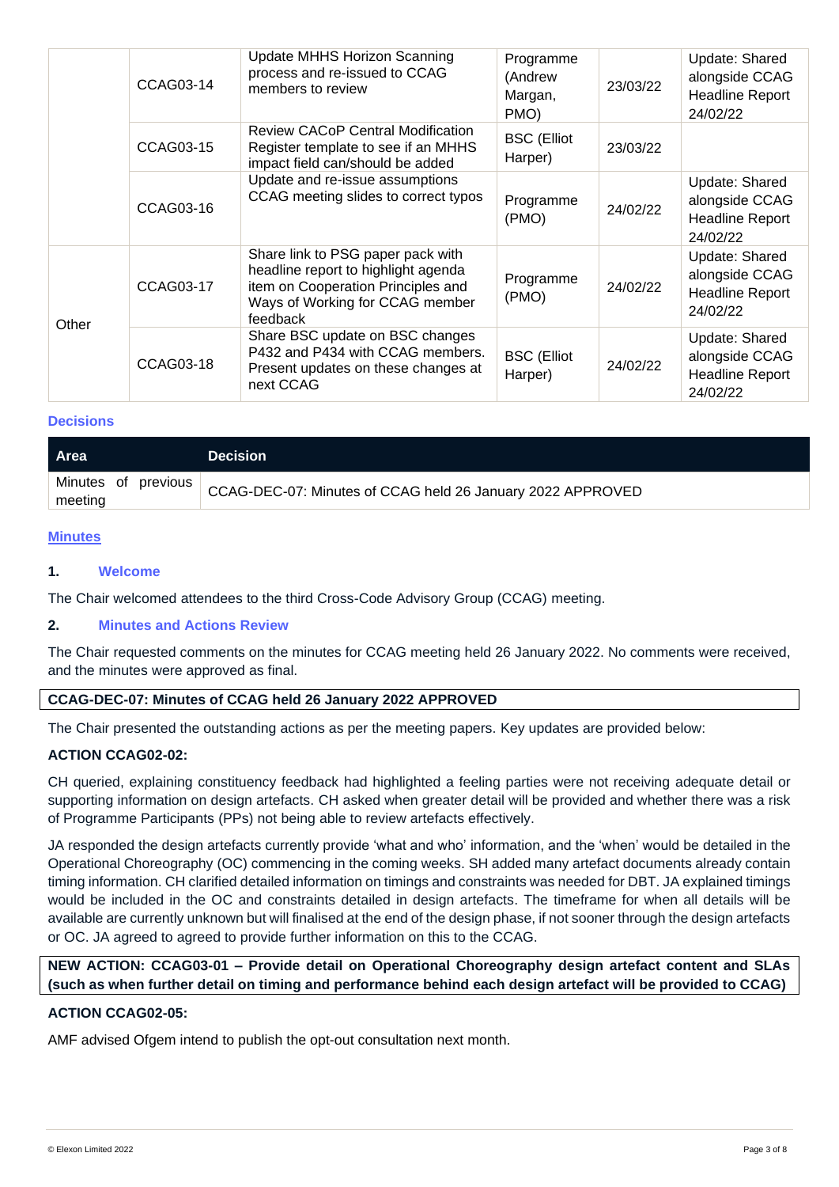| | | | | | |
|---|---|---|---|---|---|
| | CCAG03-14 | Update MHHS Horizon Scanning process and re-issued to CCAG members to review | Programme (Andrew Margan, PMO) | 23/03/22 | Update: Shared alongside CCAG Headline Report 24/02/22 |
| | CCAG03-15 | Review CACoP Central Modification Register template to see if an MHHS impact field can/should be added | BSC (Elliot Harper) | 23/03/22 | |
| | CCAG03-16 | Update and re-issue assumptions CCAG meeting slides to correct typos | Programme (PMO) | 24/02/22 | Update: Shared alongside CCAG Headline Report 24/02/22 |
| Other | CCAG03-17 | Share link to PSG paper pack with headline report to highlight agenda item on Cooperation Principles and Ways of Working for CCAG member feedback | Programme (PMO) | 24/02/22 | Update: Shared alongside CCAG Headline Report 24/02/22 |
| | CCAG03-18 | Share BSC update on BSC changes P432 and P434 with CCAG members. Present updates on these changes at next CCAG | BSC (Elliot Harper) | 24/02/22 | Update: Shared alongside CCAG Headline Report 24/02/22 |

### Decisions

| Area | Decision |
|---|---|
| Minutes of previous meeting | CCAG-DEC-07: Minutes of CCAG held 26 January 2022 APPROVED |

## Minutes

### 1. Welcome

The Chair welcomed attendees to the third Cross-Code Advisory Group (CCAG) meeting.

### 2. Minutes and Actions Review

The Chair requested comments on the minutes for CCAG meeting held 26 January 2022. No comments were received, and the minutes were approved as final.

**CCAG-DEC-07: Minutes of CCAG held 26 January 2022 APPROVED**

The Chair presented the outstanding actions as per the meeting papers. Key updates are provided below:

**ACTION CCAG02-02:**

CH queried, explaining constituency feedback had highlighted a feeling parties were not receiving adequate detail or supporting information on design artefacts. CH asked when greater detail will be provided and whether there was a risk of Programme Participants (PPs) not being able to review artefacts effectively.

JA responded the design artefacts currently provide 'what and who' information, and the 'when' would be detailed in the Operational Choreography (OC) commencing in the coming weeks. SH added many artefact documents already contain timing information. CH clarified detailed information on timings and constraints was needed for DBT. JA explained timings would be included in the OC and constraints detailed in design artefacts. The timeframe for when all details will be available are currently unknown but will finalised at the end of the design phase, if not sooner through the design artefacts or OC. JA agreed to agreed to provide further information on this to the CCAG.

**NEW ACTION: CCAG03-01 – Provide detail on Operational Choreography design artefact content and SLAs (such as when further detail on timing and performance behind each design artefact will be provided to CCAG)**

**ACTION CCAG02-05:**

AMF advised Ofgem intend to publish the opt-out consultation next month.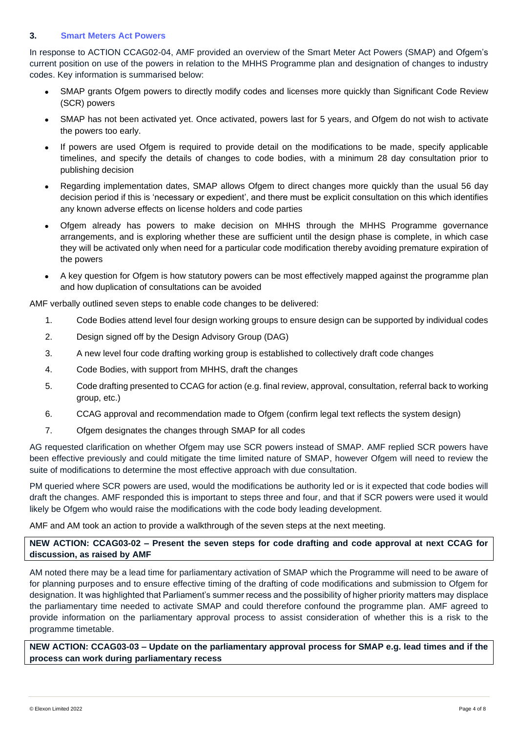## 3. Smart Meters Act Powers

In response to ACTION CCAG02-04, AMF provided an overview of the Smart Meter Act Powers (SMAP) and Ofgem's current position on use of the powers in relation to the MHHS Programme plan and designation of changes to industry codes. Key information is summarised below:

- SMAP grants Ofgem powers to directly modify codes and licenses more quickly than Significant Code Review (SCR) powers
- SMAP has not been activated yet. Once activated, powers last for 5 years, and Ofgem do not wish to activate the powers too early.
- If powers are used Ofgem is required to provide detail on the modifications to be made, specify applicable timelines, and specify the details of changes to code bodies, with a minimum 28 day consultation prior to publishing decision
- Regarding implementation dates, SMAP allows Ofgem to direct changes more quickly than the usual 56 day decision period if this is 'necessary or expedient', and there must be explicit consultation on this which identifies any known adverse effects on license holders and code parties
- Ofgem already has powers to make decision on MHHS through the MHHS Programme governance arrangements, and is exploring whether these are sufficient until the design phase is complete, in which case they will be activated only when need for a particular code modification thereby avoiding premature expiration of the powers
- A key question for Ofgem is how statutory powers can be most effectively mapped against the programme plan and how duplication of consultations can be avoided

AMF verbally outlined seven steps to enable code changes to be delivered:

1. Code Bodies attend level four design working groups to ensure design can be supported by individual codes
2. Design signed off by the Design Advisory Group (DAG)
3. A new level four code drafting working group is established to collectively draft code changes
4. Code Bodies, with support from MHHS, draft the changes
5. Code drafting presented to CCAG for action (e.g. final review, approval, consultation, referral back to working group, etc.)
6. CCAG approval and recommendation made to Ofgem (confirm legal text reflects the system design)
7. Ofgem designates the changes through SMAP for all codes

AG requested clarification on whether Ofgem may use SCR powers instead of SMAP. AMF replied SCR powers have been effective previously and could mitigate the time limited nature of SMAP, however Ofgem will need to review the suite of modifications to determine the most effective approach with due consultation.

PM queried where SCR powers are used, would the modifications be authority led or is it expected that code bodies will draft the changes. AMF responded this is important to steps three and four, and that if SCR powers were used it would likely be Ofgem who would raise the modifications with the code body leading development.

AMF and AM took an action to provide a walkthrough of the seven steps at the next meeting.

**NEW ACTION: CCAG03-02 – Present the seven steps for code drafting and code approval at next CCAG for discussion, as raised by AMF**

AM noted there may be a lead time for parliamentary activation of SMAP which the Programme will need to be aware of for planning purposes and to ensure effective timing of the drafting of code modifications and submission to Ofgem for designation. It was highlighted that Parliament's summer recess and the possibility of higher priority matters may displace the parliamentary time needed to activate SMAP and could therefore confound the programme plan. AMF agreed to provide information on the parliamentary approval process to assist consideration of whether this is a risk to the programme timetable.

**NEW ACTION: CCAG03-03 – Update on the parliamentary approval process for SMAP e.g. lead times and if the process can work during parliamentary recess**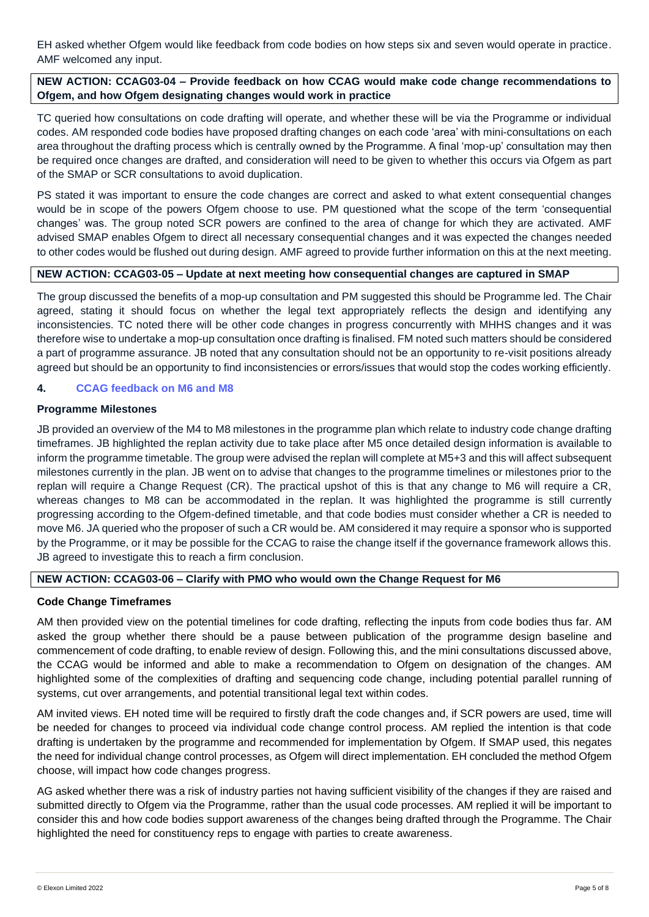EH asked whether Ofgem would like feedback from code bodies on how steps six and seven would operate in practice. AMF welcomed any input.

**NEW ACTION: CCAG03-04 – Provide feedback on how CCAG would make code change recommendations to Ofgem, and how Ofgem designating changes would work in practice**

TC queried how consultations on code drafting will operate, and whether these will be via the Programme or individual codes. AM responded code bodies have proposed drafting changes on each code 'area' with mini-consultations on each area throughout the drafting process which is centrally owned by the Programme. A final 'mop-up' consultation may then be required once changes are drafted, and consideration will need to be given to whether this occurs via Ofgem as part of the SMAP or SCR consultations to avoid duplication.

PS stated it was important to ensure the code changes are correct and asked to what extent consequential changes would be in scope of the powers Ofgem choose to use. PM questioned what the scope of the term 'consequential changes' was. The group noted SCR powers are confined to the area of change for which they are activated. AMF advised SMAP enables Ofgem to direct all necessary consequential changes and it was expected the changes needed to other codes would be flushed out during design. AMF agreed to provide further information on this at the next meeting.

**NEW ACTION: CCAG03-05 – Update at next meeting how consequential changes are captured in SMAP**

The group discussed the benefits of a mop-up consultation and PM suggested this should be Programme led. The Chair agreed, stating it should focus on whether the legal text appropriately reflects the design and identifying any inconsistencies. TC noted there will be other code changes in progress concurrently with MHHS changes and it was therefore wise to undertake a mop-up consultation once drafting is finalised. FM noted such matters should be considered a part of programme assurance. JB noted that any consultation should not be an opportunity to re-visit positions already agreed but should be an opportunity to find inconsistencies or errors/issues that would stop the codes working efficiently.

## 4. CCAG feedback on M6 and M8

### Programme Milestones

JB provided an overview of the M4 to M8 milestones in the programme plan which relate to industry code change drafting timeframes. JB highlighted the replan activity due to take place after M5 once detailed design information is available to inform the programme timetable. The group were advised the replan will complete at M5+3 and this will affect subsequent milestones currently in the plan. JB went on to advise that changes to the programme timelines or milestones prior to the replan will require a Change Request (CR). The practical upshot of this is that any change to M6 will require a CR, whereas changes to M8 can be accommodated in the replan. It was highlighted the programme is still currently progressing according to the Ofgem-defined timetable, and that code bodies must consider whether a CR is needed to move M6. JA queried who the proposer of such a CR would be. AM considered it may require a sponsor who is supported by the Programme, or it may be possible for the CCAG to raise the change itself if the governance framework allows this. JB agreed to investigate this to reach a firm conclusion.

**NEW ACTION: CCAG03-06 – Clarify with PMO who would own the Change Request for M6**

### Code Change Timeframes

AM then provided view on the potential timelines for code drafting, reflecting the inputs from code bodies thus far. AM asked the group whether there should be a pause between publication of the programme design baseline and commencement of code drafting, to enable review of design. Following this, and the mini consultations discussed above, the CCAG would be informed and able to make a recommendation to Ofgem on designation of the changes. AM highlighted some of the complexities of drafting and sequencing code change, including potential parallel running of systems, cut over arrangements, and potential transitional legal text within codes.

AM invited views. EH noted time will be required to firstly draft the code changes and, if SCR powers are used, time will be needed for changes to proceed via individual code change control process. AM replied the intention is that code drafting is undertaken by the programme and recommended for implementation by Ofgem. If SMAP used, this negates the need for individual change control processes, as Ofgem will direct implementation. EH concluded the method Ofgem choose, will impact how code changes progress.

AG asked whether there was a risk of industry parties not having sufficient visibility of the changes if they are raised and submitted directly to Ofgem via the Programme, rather than the usual code processes. AM replied it will be important to consider this and how code bodies support awareness of the changes being drafted through the Programme. The Chair highlighted the need for constituency reps to engage with parties to create awareness.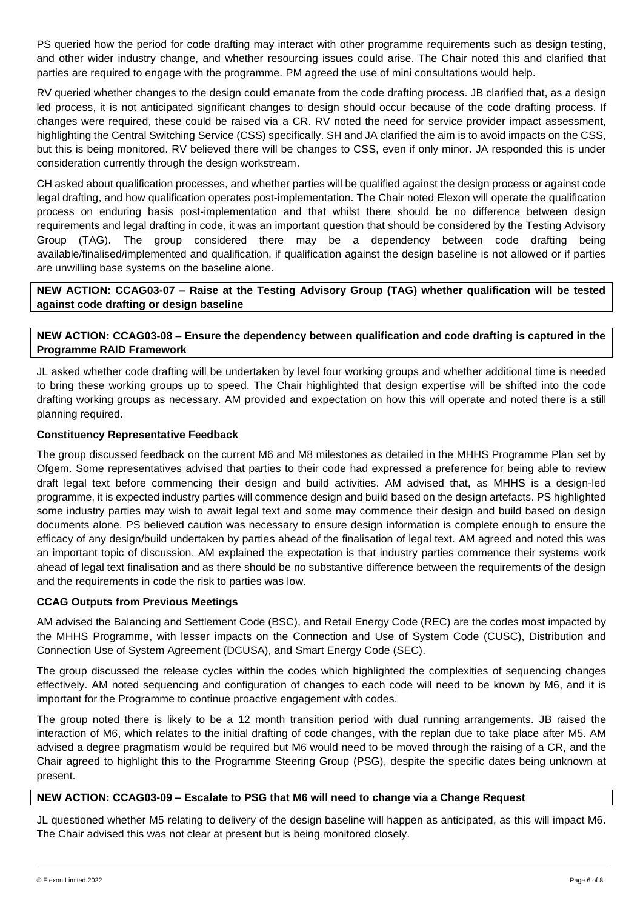PS queried how the period for code drafting may interact with other programme requirements such as design testing, and other wider industry change, and whether resourcing issues could arise. The Chair noted this and clarified that parties are required to engage with the programme. PM agreed the use of mini consultations would help.

RV queried whether changes to the design could emanate from the code drafting process. JB clarified that, as a design led process, it is not anticipated significant changes to design should occur because of the code drafting process. If changes were required, these could be raised via a CR. RV noted the need for service provider impact assessment, highlighting the Central Switching Service (CSS) specifically. SH and JA clarified the aim is to avoid impacts on the CSS, but this is being monitored. RV believed there will be changes to CSS, even if only minor. JA responded this is under consideration currently through the design workstream.

CH asked about qualification processes, and whether parties will be qualified against the design process or against code legal drafting, and how qualification operates post-implementation. The Chair noted Elexon will operate the qualification process on enduring basis post-implementation and that whilst there should be no difference between design requirements and legal drafting in code, it was an important question that should be considered by the Testing Advisory Group (TAG). The group considered there may be a dependency between code drafting being available/finalised/implemented and qualification, if qualification against the design baseline is not allowed or if parties are unwilling base systems on the baseline alone.

**NEW ACTION: CCAG03-07 – Raise at the Testing Advisory Group (TAG) whether qualification will be tested against code drafting or design baseline**

**NEW ACTION: CCAG03-08 – Ensure the dependency between qualification and code drafting is captured in the Programme RAID Framework**

JL asked whether code drafting will be undertaken by level four working groups and whether additional time is needed to bring these working groups up to speed. The Chair highlighted that design expertise will be shifted into the code drafting working groups as necessary. AM provided and expectation on how this will operate and noted there is a still planning required.

**Constituency Representative Feedback**

The group discussed feedback on the current M6 and M8 milestones as detailed in the MHHS Programme Plan set by Ofgem. Some representatives advised that parties to their code had expressed a preference for being able to review draft legal text before commencing their design and build activities. AM advised that, as MHHS is a design-led programme, it is expected industry parties will commence design and build based on the design artefacts. PS highlighted some industry parties may wish to await legal text and some may commence their design and build based on design documents alone. PS believed caution was necessary to ensure design information is complete enough to ensure the efficacy of any design/build undertaken by parties ahead of the finalisation of legal text. AM agreed and noted this was an important topic of discussion. AM explained the expectation is that industry parties commence their systems work ahead of legal text finalisation and as there should be no substantive difference between the requirements of the design and the requirements in code the risk to parties was low.

**CCAG Outputs from Previous Meetings**

AM advised the Balancing and Settlement Code (BSC), and Retail Energy Code (REC) are the codes most impacted by the MHHS Programme, with lesser impacts on the Connection and Use of System Code (CUSC), Distribution and Connection Use of System Agreement (DCUSA), and Smart Energy Code (SEC).

The group discussed the release cycles within the codes which highlighted the complexities of sequencing changes effectively. AM noted sequencing and configuration of changes to each code will need to be known by M6, and it is important for the Programme to continue proactive engagement with codes.

The group noted there is likely to be a 12 month transition period with dual running arrangements. JB raised the interaction of M6, which relates to the initial drafting of code changes, with the replan due to take place after M5. AM advised a degree pragmatism would be required but M6 would need to be moved through the raising of a CR, and the Chair agreed to highlight this to the Programme Steering Group (PSG), despite the specific dates being unknown at present.

**NEW ACTION: CCAG03-09 – Escalate to PSG that M6 will need to change via a Change Request**

JL questioned whether M5 relating to delivery of the design baseline will happen as anticipated, as this will impact M6. The Chair advised this was not clear at present but is being monitored closely.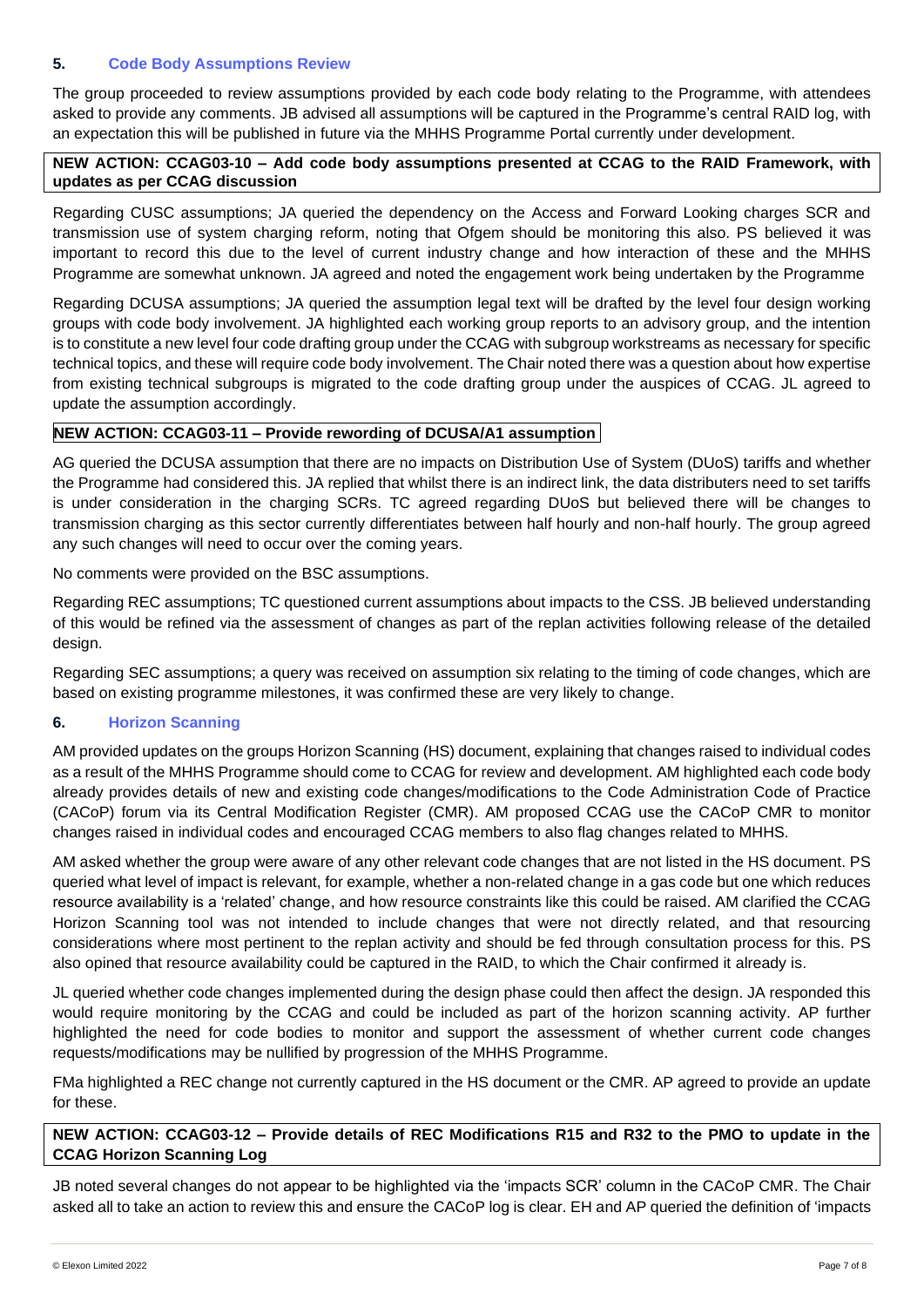## 5. Code Body Assumptions Review

The group proceeded to review assumptions provided by each code body relating to the Programme, with attendees asked to provide any comments. JB advised all assumptions will be captured in the Programme's central RAID log, with an expectation this will be published in future via the MHHS Programme Portal currently under development.

**NEW ACTION: CCAG03-10 – Add code body assumptions presented at CCAG to the RAID Framework, with updates as per CCAG discussion**

Regarding CUSC assumptions; JA queried the dependency on the Access and Forward Looking charges SCR and transmission use of system charging reform, noting that Ofgem should be monitoring this also. PS believed it was important to record this due to the level of current industry change and how interaction of these and the MHHS Programme are somewhat unknown. JA agreed and noted the engagement work being undertaken by the Programme

Regarding DCUSA assumptions; JA queried the assumption legal text will be drafted by the level four design working groups with code body involvement. JA highlighted each working group reports to an advisory group, and the intention is to constitute a new level four code drafting group under the CCAG with subgroup workstreams as necessary for specific technical topics, and these will require code body involvement. The Chair noted there was a question about how expertise from existing technical subgroups is migrated to the code drafting group under the auspices of CCAG. JL agreed to update the assumption accordingly.

**NEW ACTION: CCAG03-11 – Provide rewording of DCUSA/A1 assumption**

AG queried the DCUSA assumption that there are no impacts on Distribution Use of System (DUoS) tariffs and whether the Programme had considered this. JA replied that whilst there is an indirect link, the data distributers need to set tariffs is under consideration in the charging SCRs. TC agreed regarding DUoS but believed there will be changes to transmission charging as this sector currently differentiates between half hourly and non-half hourly. The group agreed any such changes will need to occur over the coming years.

No comments were provided on the BSC assumptions.

Regarding REC assumptions; TC questioned current assumptions about impacts to the CSS. JB believed understanding of this would be refined via the assessment of changes as part of the replan activities following release of the detailed design.

Regarding SEC assumptions; a query was received on assumption six relating to the timing of code changes, which are based on existing programme milestones, it was confirmed these are very likely to change.

## 6. Horizon Scanning

AM provided updates on the groups Horizon Scanning (HS) document, explaining that changes raised to individual codes as a result of the MHHS Programme should come to CCAG for review and development. AM highlighted each code body already provides details of new and existing code changes/modifications to the Code Administration Code of Practice (CACoP) forum via its Central Modification Register (CMR). AM proposed CCAG use the CACoP CMR to monitor changes raised in individual codes and encouraged CCAG members to also flag changes related to MHHS.

AM asked whether the group were aware of any other relevant code changes that are not listed in the HS document. PS queried what level of impact is relevant, for example, whether a non-related change in a gas code but one which reduces resource availability is a 'related' change, and how resource constraints like this could be raised. AM clarified the CCAG Horizon Scanning tool was not intended to include changes that were not directly related, and that resourcing considerations where most pertinent to the replan activity and should be fed through consultation process for this. PS also opined that resource availability could be captured in the RAID, to which the Chair confirmed it already is.

JL queried whether code changes implemented during the design phase could then affect the design. JA responded this would require monitoring by the CCAG and could be included as part of the horizon scanning activity. AP further highlighted the need for code bodies to monitor and support the assessment of whether current code changes requests/modifications may be nullified by progression of the MHHS Programme.

FMa highlighted a REC change not currently captured in the HS document or the CMR. AP agreed to provide an update for these.

**NEW ACTION: CCAG03-12 – Provide details of REC Modifications R15 and R32 to the PMO to update in the CCAG Horizon Scanning Log**

JB noted several changes do not appear to be highlighted via the 'impacts SCR' column in the CACoP CMR. The Chair asked all to take an action to review this and ensure the CACoP log is clear. EH and AP queried the definition of 'impacts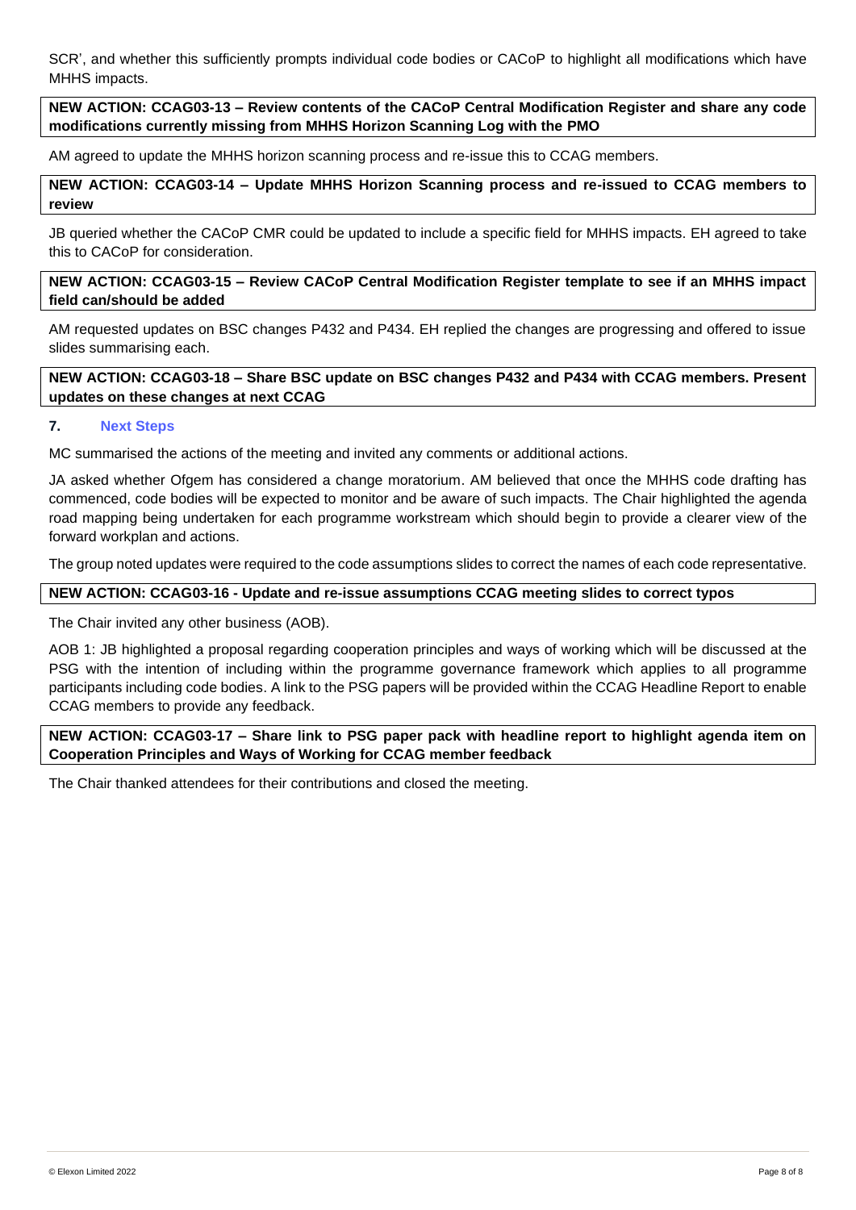SCR', and whether this sufficiently prompts individual code bodies or CACoP to highlight all modifications which have MHHS impacts.

**NEW ACTION: CCAG03-13 – Review contents of the CACoP Central Modification Register and share any code modifications currently missing from MHHS Horizon Scanning Log with the PMO**

AM agreed to update the MHHS horizon scanning process and re-issue this to CCAG members.

**NEW ACTION: CCAG03-14 – Update MHHS Horizon Scanning process and re-issued to CCAG members to review**

JB queried whether the CACoP CMR could be updated to include a specific field for MHHS impacts. EH agreed to take this to CACoP for consideration.

**NEW ACTION: CCAG03-15 – Review CACoP Central Modification Register template to see if an MHHS impact field can/should be added**

AM requested updates on BSC changes P432 and P434. EH replied the changes are progressing and offered to issue slides summarising each.

**NEW ACTION: CCAG03-18 – Share BSC update on BSC changes P432 and P434 with CCAG members. Present updates on these changes at next CCAG**

## 7. Next Steps

MC summarised the actions of the meeting and invited any comments or additional actions.

JA asked whether Ofgem has considered a change moratorium. AM believed that once the MHHS code drafting has commenced, code bodies will be expected to monitor and be aware of such impacts. The Chair highlighted the agenda road mapping being undertaken for each programme workstream which should begin to provide a clearer view of the forward workplan and actions.

The group noted updates were required to the code assumptions slides to correct the names of each code representative.

**NEW ACTION: CCAG03-16 - Update and re-issue assumptions CCAG meeting slides to correct typos**

The Chair invited any other business (AOB).

AOB 1: JB highlighted a proposal regarding cooperation principles and ways of working which will be discussed at the PSG with the intention of including within the programme governance framework which applies to all programme participants including code bodies. A link to the PSG papers will be provided within the CCAG Headline Report to enable CCAG members to provide any feedback.

**NEW ACTION: CCAG03-17 – Share link to PSG paper pack with headline report to highlight agenda item on Cooperation Principles and Ways of Working for CCAG member feedback**

The Chair thanked attendees for their contributions and closed the meeting.